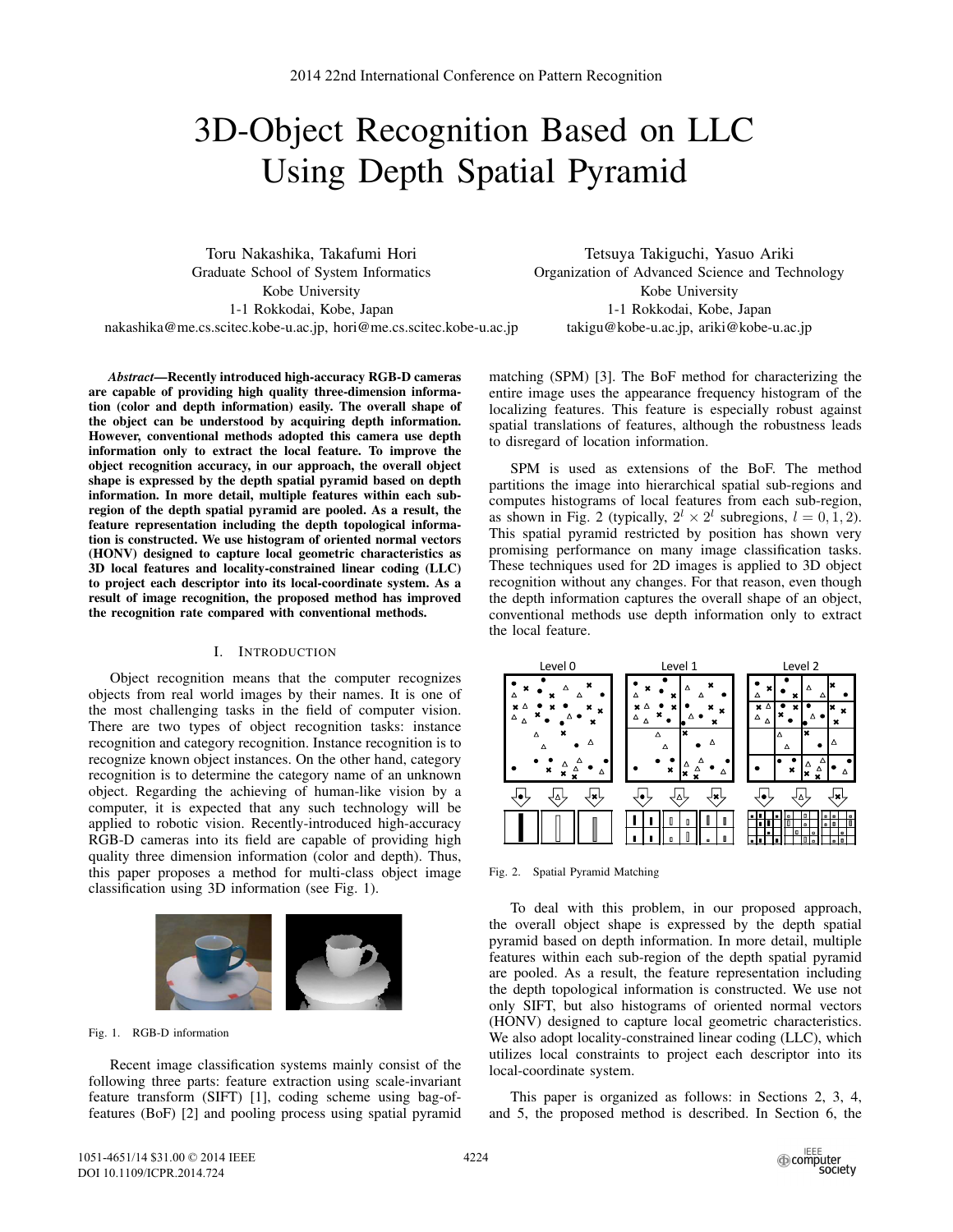# 3D-Object Recognition Based on LLC Using Depth Spatial Pyramid

Toru Nakashika, Takafumi Hori
Graduate School of System Informatics
Kobe University
1-1 Rokkodai, Kobe, Japan
nakashika@me.cs.scitec.kobe-u.ac.jp, hori@me.cs.scitec.kobe-u.ac.jp

Tetsuya Takiguchi, Yasuo Ariki
Organization of Advanced Science and Technology
Kobe University
1-1 Rokkodai, Kobe, Japan
takigu@kobe-u.ac.jp, ariki@kobe-u.ac.jp

***Abstract*—Recently introduced high-accuracy RGB-D cameras are capable of providing high quality three-dimension information (color and depth information) easily. The overall shape of the object can be understood by acquiring depth information. However, conventional methods adopted this camera use depth information only to extract the local feature. To improve the object recognition accuracy, in our approach, the overall object shape is expressed by the depth spatial pyramid based on depth information. In more detail, multiple features within each sub-region of the depth spatial pyramid are pooled. As a result, the feature representation including the depth topological information is constructed. We use histogram of oriented normal vectors (HONV) designed to capture local geometric characteristics as 3D local features and locality-constrained linear coding (LLC) to project each descriptor into its local-coordinate system. As a result of image recognition, the proposed method has improved the recognition rate compared with conventional methods.**

## I. Introduction

Object recognition means that the computer recognizes objects from real world images by their names. It is one of the most challenging tasks in the field of computer vision. There are two types of object recognition tasks: instance recognition and category recognition. Instance recognition is to recognize known object instances. On the other hand, category recognition is to determine the category name of an unknown object. Regarding the achieving of human-like vision by a computer, it is expected that any such technology will be applied to robotic vision. Recently-introduced high-accuracy RGB-D cameras into its field are capable of providing high quality three dimension information (color and depth). Thus, this paper proposes a method for multi-class object image classification using 3D information (see Fig. 1).

Fig. 1. RGB-D information

Recent image classification systems mainly consist of the following three parts: feature extraction using scale-invariant feature transform (SIFT) [1], coding scheme using bag-of-features (BoF) [2] and pooling process using spatial pyramid matching (SPM) [3]. The BoF method for characterizing the entire image uses the appearance frequency histogram of the localizing features. This feature is especially robust against spatial translations of features, although the robustness leads to disregard of location information.

SPM is used as extensions of the BoF. The method partitions the image into hierarchical spatial sub-regions and computes histograms of local features from each sub-region, as shown in Fig. 2 (typically, $2^l \times 2^l$ subregions, $l = 0, 1, 2$). This spatial pyramid restricted by position has shown very promising performance on many image classification tasks. These techniques used for 2D images is applied to 3D object recognition without any changes. For that reason, even though the depth information captures the overall shape of an object, conventional methods use depth information only to extract the local feature.

Fig. 2. Spatial Pyramid Matching

To deal with this problem, in our proposed approach, the overall object shape is expressed by the depth spatial pyramid based on depth information. In more detail, multiple features within each sub-region of the depth spatial pyramid are pooled. As a result, the feature representation including the depth topological information is constructed. We use not only SIFT, but also histograms of oriented normal vectors (HONV) designed to capture local geometric characteristics. We also adopt locality-constrained linear coding (LLC), which utilizes local constraints to project each descriptor into its local-coordinate system.

This paper is organized as follows: in Sections 2, 3, 4, and 5, the proposed method is described. In Section 6, the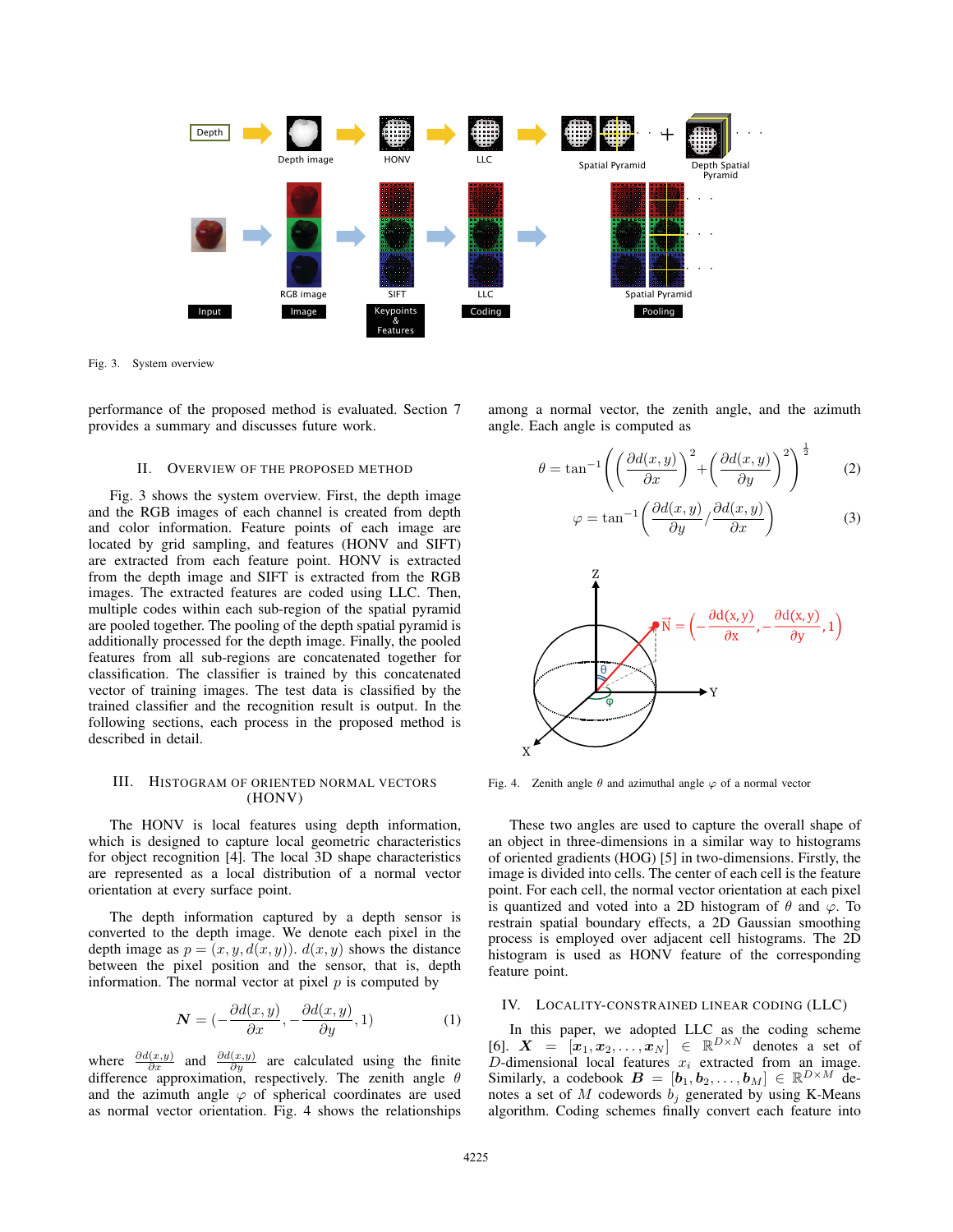Fig. 3. System overview

performance of the proposed method is evaluated. Section 7 provides a summary and discusses future work.

## II. Overview of the Proposed Method

Fig. 3 shows the system overview. First, the depth image and the RGB images of each channel is created from depth and color information. Feature points of each image are located by grid sampling, and features (HONV and SIFT) are extracted from each feature point. HONV is extracted from the depth image and SIFT is extracted from the RGB images. The extracted features are coded using LLC. Then, multiple codes within each sub-region of the spatial pyramid are pooled together. The pooling of the depth spatial pyramid is additionally processed for the depth image. Finally, the pooled features from all sub-regions are concatenated together for classification. The classifier is trained by this concatenated vector of training images. The test data is classified by the trained classifier and the recognition result is output. In the following sections, each process in the proposed method is described in detail.

## III. Histogram of Oriented Normal Vectors (HONV)

The HONV is local features using depth information, which is designed to capture local geometric characteristics for object recognition [4]. The local 3D shape characteristics are represented as a local distribution of a normal vector orientation at every surface point.

The depth information captured by a depth sensor is converted to the depth image. We denote each pixel in the depth image as $p = (x, y, d(x, y))$. $d(x, y)$ shows the distance between the pixel position and the sensor, that is, depth information. The normal vector at pixel $p$ is computed by

$$\boldsymbol{N} = \left(-\frac{\partial d(x,y)}{\partial x}, -\frac{\partial d(x,y)}{\partial y}, 1\right) \tag{1}$$

where $\frac{\partial d(x,y)}{\partial x}$ and $\frac{\partial d(x,y)}{\partial y}$ are calculated using the finite difference approximation, respectively. The zenith angle $\theta$ and the azimuth angle $\varphi$ of spherical coordinates are used as normal vector orientation. Fig. 4 shows the relationships among a normal vector, the zenith angle, and the azimuth angle. Each angle is computed as

$$\theta = \tan^{-1}\left(\left(\frac{\partial d(x,y)}{\partial x}\right)^2 + \left(\frac{\partial d(x,y)}{\partial y}\right)^2\right)^{\frac{1}{2}} \tag{2}$$

$$\varphi = \tan^{-1}\left(\frac{\partial d(x,y)}{\partial y} \Big/ \frac{\partial d(x,y)}{\partial x}\right) \tag{3}$$

Fig. 4. Zenith angle $\theta$ and azimuthal angle $\varphi$ of a normal vector

These two angles are used to capture the overall shape of an object in three-dimensions in a similar way to histograms of oriented gradients (HOG) [5] in two-dimensions. Firstly, the image is divided into cells. The center of each cell is the feature point. For each cell, the normal vector orientation at each pixel is quantized and voted into a 2D histogram of $\theta$ and $\varphi$. To restrain spatial boundary effects, a 2D Gaussian smoothing process is employed over adjacent cell histograms. The 2D histogram is used as HONV feature of the corresponding feature point.

## IV. Locality-Constrained Linear Coding (LLC)

In this paper, we adopted LLC as the coding scheme [6]. $\boldsymbol{X} = [\boldsymbol{x}_1, \boldsymbol{x}_2, \ldots, \boldsymbol{x}_N] \in \mathbb{R}^{D \times N}$ denotes a set of $D$-dimensional local features $x_i$ extracted from an image. Similarly, a codebook $\boldsymbol{B} = [\boldsymbol{b}_1, \boldsymbol{b}_2, \ldots, \boldsymbol{b}_M] \in \mathbb{R}^{D \times M}$ denotes a set of $M$ codewords $b_j$ generated by using K-Means algorithm. Coding schemes finally convert each feature into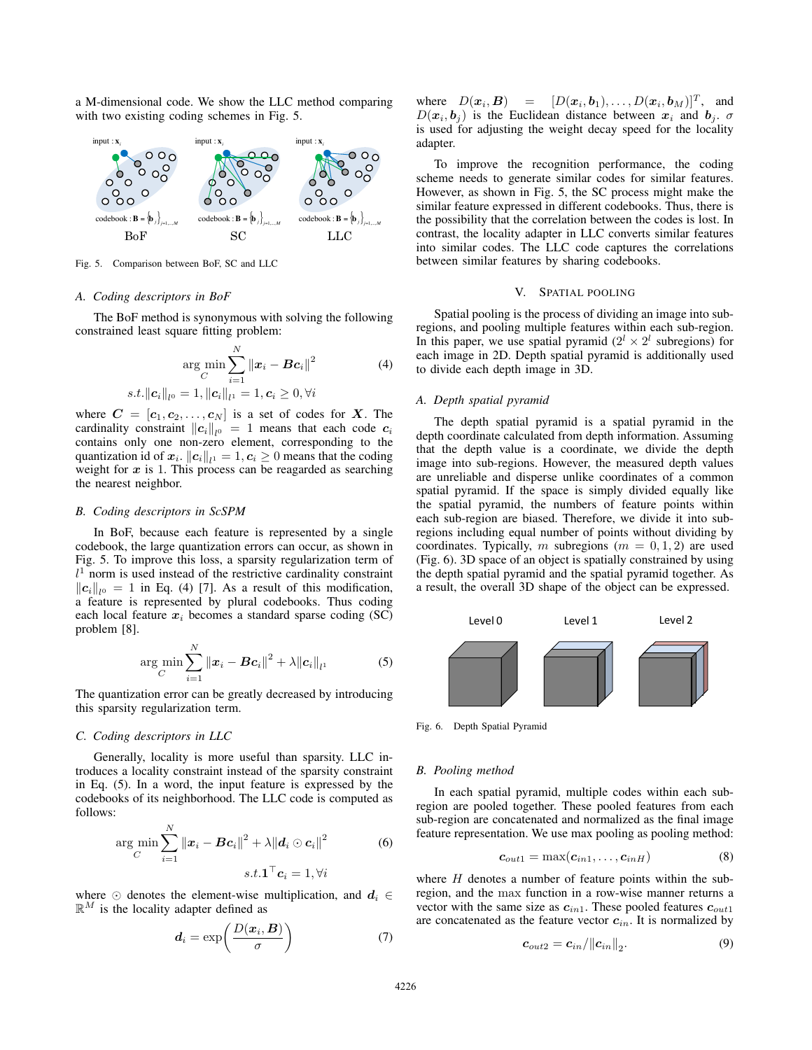a M-dimensional code. We show the LLC method comparing with two existing coding schemes in Fig. 5.

Fig. 5. Comparison between BoF, SC and LLC

### A. Coding descriptors in BoF

The BoF method is synonymous with solving the following constrained least square fitting problem:

$$\arg\min_{C} \sum_{i=1}^{N} \|\boldsymbol{x}_i - \boldsymbol{B}\boldsymbol{c}_i\|^2 \tag{4}$$
$$s.t. \|\boldsymbol{c}_i\|_{l^0} = 1, \|\boldsymbol{c}_i\|_{l^1} = 1, \boldsymbol{c}_i \geq 0, \forall i$$

where $\boldsymbol{C} = [\boldsymbol{c}_1, \boldsymbol{c}_2, \ldots, \boldsymbol{c}_N]$ is a set of codes for $\boldsymbol{X}$. The cardinality constraint $\|\boldsymbol{c}_i\|_{l^0} = 1$ means that each code $\boldsymbol{c}_i$ contains only one non-zero element, corresponding to the quantization id of $\boldsymbol{x}_i$. $\|\boldsymbol{c}_i\|_{l^1} = 1, \boldsymbol{c}_i \geq 0$ means that the coding weight for $\boldsymbol{x}$ is 1. This process can be reagarded as searching the nearest neighbor.

### B. Coding descriptors in ScSPM

In BoF, because each feature is represented by a single codebook, the large quantization errors can occur, as shown in Fig. 5. To improve this loss, a sparsity regularization term of $l^1$ norm is used instead of the restrictive cardinality constraint $\|\boldsymbol{c}_i\|_{l^0} = 1$ in Eq. (4) [7]. As a result of this modification, a feature is represented by plural codebooks. Thus coding each local feature $\boldsymbol{x}_i$ becomes a standard sparse coding (SC) problem [8].

$$\arg\min_{C} \sum_{i=1}^{N} \|\boldsymbol{x}_i - \boldsymbol{B}\boldsymbol{c}_i\|^2 + \lambda \|\boldsymbol{c}_i\|_{l^1} \tag{5}$$

The quantization error can be greatly decreased by introducing this sparsity regularization term.

### C. Coding descriptors in LLC

Generally, locality is more useful than sparsity. LLC introduces a locality constraint instead of the sparsity constraint in Eq. (5). In a word, the input feature is expressed by the codebooks of its neighborhood. The LLC code is computed as follows:

$$\arg\min_{C} \sum_{i=1}^{N} \|\boldsymbol{x}_i - \boldsymbol{B}\boldsymbol{c}_i\|^2 + \lambda \|\boldsymbol{d}_i \odot \boldsymbol{c}_i\|^2 \tag{6}$$
$$s.t. \boldsymbol{1}^\top \boldsymbol{c}_i = 1, \forall i$$

where $\odot$ denotes the element-wise multiplication, and $\boldsymbol{d}_i \in \mathbb{R}^M$ is the locality adapter defined as

$$\boldsymbol{d}_i = \exp\left(\frac{D(\boldsymbol{x}_i, \boldsymbol{B})}{\sigma}\right) \tag{7}$$

where $D(\boldsymbol{x}_i, \boldsymbol{B}) = [D(\boldsymbol{x}_i, \boldsymbol{b}_1), \ldots, D(\boldsymbol{x}_i, \boldsymbol{b}_M)]^T$, and $D(\boldsymbol{x}_i, \boldsymbol{b}_j)$ is the Euclidean distance between $\boldsymbol{x}_i$ and $\boldsymbol{b}_j$. $\sigma$ is used for adjusting the weight decay speed for the locality adapter.

To improve the recognition performance, the coding scheme needs to generate similar codes for similar features. However, as shown in Fig. 5, the SC process might make the similar feature expressed in different codebooks. Thus, there is the possibility that the correlation between the codes is lost. In contrast, the locality adapter in LLC converts similar features into similar codes. The LLC code captures the correlations between similar features by sharing codebooks.

## V. Spatial Pooling

Spatial pooling is the process of dividing an image into subregions, and pooling multiple features within each sub-region. In this paper, we use spatial pyramid ($2^l \times 2^l$ subregions) for each image in 2D. Depth spatial pyramid is additionally used to divide each depth image in 3D.

### A. Depth spatial pyramid

The depth spatial pyramid is a spatial pyramid in the depth coordinate calculated from depth information. Assuming that the depth value is a coordinate, we divide the depth image into sub-regions. However, the measured depth values are unreliable and disperse unlike coordinates of a common spatial pyramid. If the space is simply divided equally like the spatial pyramid, the numbers of feature points within each sub-region are biased. Therefore, we divide it into subregions including equal number of points without dividing by coordinates. Typically, $m$ subregions ($m = 0, 1, 2$) are used (Fig. 6). 3D space of an object is spatially constrained by using the depth spatial pyramid and the spatial pyramid together. As a result, the overall 3D shape of the object can be expressed.

Fig. 6. Depth Spatial Pyramid

### B. Pooling method

In each spatial pyramid, multiple codes within each subregion are pooled together. These pooled features from each sub-region are concatenated and normalized as the final image feature representation. We use max pooling as pooling method:

$$\boldsymbol{c}_{out1} = \max(\boldsymbol{c}_{in1}, \ldots, \boldsymbol{c}_{inH}) \tag{8}$$

where $H$ denotes a number of feature points within the subregion, and the max function in a row-wise manner returns a vector with the same size as $\boldsymbol{c}_{in1}$. These pooled features $\boldsymbol{c}_{out1}$ are concatenated as the feature vector $\boldsymbol{c}_{in}$. It is normalized by

$$\boldsymbol{c}_{out2} = \boldsymbol{c}_{in} / \|\boldsymbol{c}_{in}\|_2. \tag{9}$$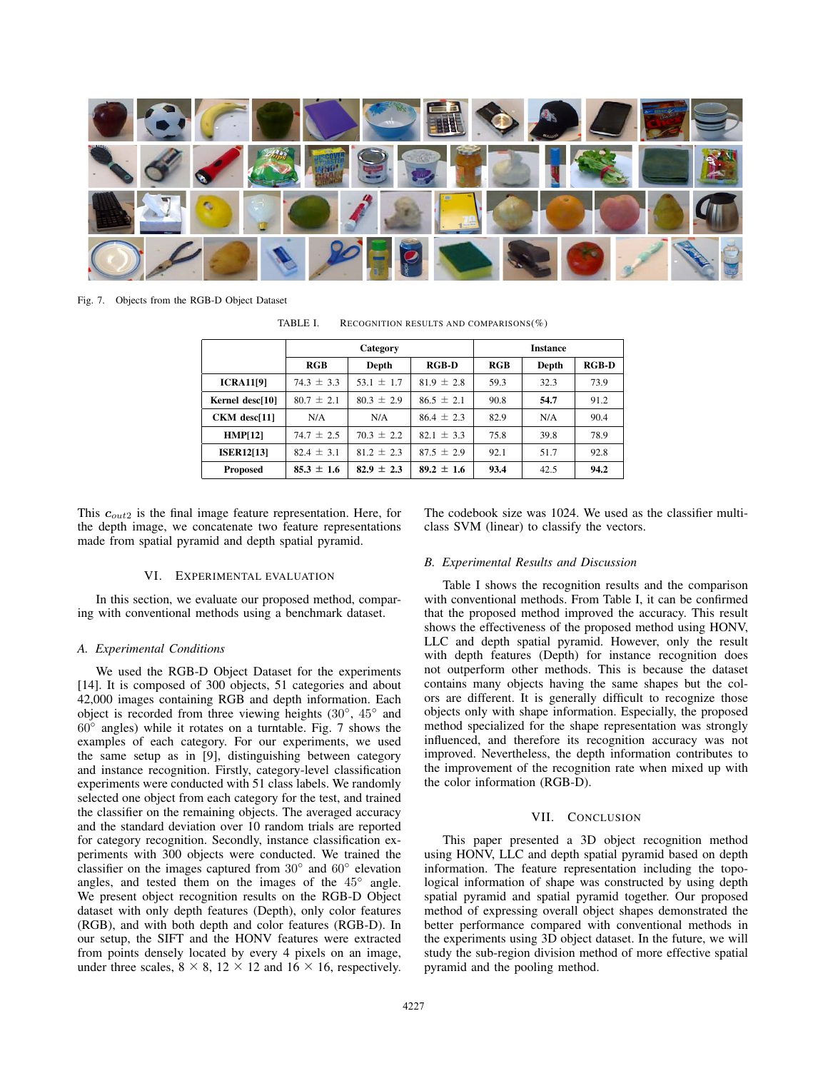Fig. 7. Objects from the RGB-D Object Dataset

TABLE I. RECOGNITION RESULTS AND COMPARISONS(%)

| | Category | | | Instance | | |
|---|---|---|---|---|---|---|
| | RGB | Depth | RGB-D | RGB | Depth | RGB-D |
| **ICRA11[9]** | 74.3 ± 3.3 | 53.1 ± 1.7 | 81.9 ± 2.8 | 59.3 | 32.3 | 73.9 |
| **Kernel desc[10]** | 80.7 ± 2.1 | 80.3 ± 2.9 | 86.5 ± 2.1 | 90.8 | **54.7** | 91.2 |
| **CKM desc[11]** | N/A | N/A | 86.4 ± 2.3 | 82.9 | N/A | 90.4 |
| **HMP[12]** | 74.7 ± 2.5 | 70.3 ± 2.2 | 82.1 ± 3.3 | 75.8 | 39.8 | 78.9 |
| **ISER12[13]** | 82.4 ± 3.1 | 81.2 ± 2.3 | 87.5 ± 2.9 | 92.1 | 51.7 | 92.8 |
| **Proposed** | **85.3 ± 1.6** | **82.9 ± 2.3** | **89.2 ± 1.6** | **93.4** | 42.5 | **94.2** |

This $\boldsymbol{c}_{out2}$ is the final image feature representation. Here, for the depth image, we concatenate two feature representations made from spatial pyramid and depth spatial pyramid.

## VI. EXPERIMENTAL EVALUATION

In this section, we evaluate our proposed method, comparing with conventional methods using a benchmark dataset.

### A. Experimental Conditions

We used the RGB-D Object Dataset for the experiments [14]. It is composed of 300 objects, 51 categories and about 42,000 images containing RGB and depth information. Each object is recorded from three viewing heights ($30^\circ$, $45^\circ$ and $60^\circ$ angles) while it rotates on a turntable. Fig. 7 shows the examples of each category. For our experiments, we used the same setup as in [9], distinguishing between category and instance recognition. Firstly, category-level classification experiments were conducted with 51 class labels. We randomly selected one object from each category for the test, and trained the classifier on the remaining objects. The averaged accuracy and the standard deviation over 10 random trials are reported for category recognition. Secondly, instance classification experiments with 300 objects were conducted. We trained the classifier on the images captured from $30^\circ$ and $60^\circ$ elevation angles, and tested them on the images of the $45^\circ$ angle. We present object recognition results on the RGB-D Object dataset with only depth features (Depth), only color features (RGB), and with both depth and color features (RGB-D). In our setup, the SIFT and the HONV features were extracted from points densely located by every 4 pixels on an image, under three scales, $8 \times 8$, $12 \times 12$ and $16 \times 16$, respectively. The codebook size was 1024. We used as the classifier multi-class SVM (linear) to classify the vectors.

### B. Experimental Results and Discussion

Table I shows the recognition results and the comparison with conventional methods. From Table I, it can be confirmed that the proposed method improved the accuracy. This result shows the effectiveness of the proposed method using HONV, LLC and depth spatial pyramid. However, only the result with depth features (Depth) for instance recognition does not outperform other methods. This is because the dataset contains many objects having the same shapes but the colors are different. It is generally difficult to recognize those objects only with shape information. Especially, the proposed method specialized for the shape representation was strongly influenced, and therefore its recognition accuracy was not improved. Nevertheless, the depth information contributes to the improvement of the recognition rate when mixed up with the color information (RGB-D).

## VII. CONCLUSION

This paper presented a 3D object recognition method using HONV, LLC and depth spatial pyramid based on depth information. The feature representation including the topological information of shape was constructed by using depth spatial pyramid and spatial pyramid together. Our proposed method of expressing overall object shapes demonstrated the better performance compared with conventional methods in the experiments using 3D object dataset. In the future, we will study the sub-region division method of more effective spatial pyramid and the pooling method.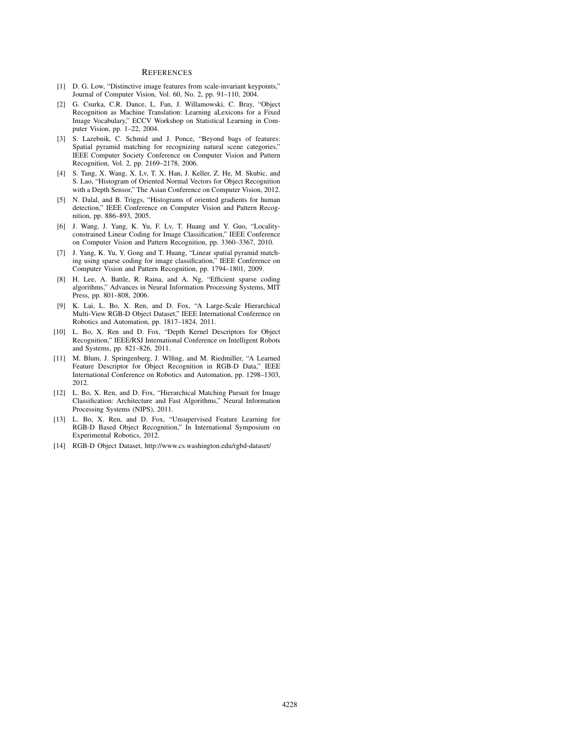## REFERENCES

[1] D. G. Low, "Distinctive image features from scale-invariant keypoints," Journal of Computer Vision, Vol. 60, No. 2, pp. 91–110, 2004.

[2] G. Csurka, C.R. Dance, L. Fan, J. Willamowski, C. Bray, "Object Recognition as Machine Translation: Learning aLexicons for a Fixed Image Vocabulary," ECCV Workshop on Statistical Learning in Computer Vision, pp. 1–22, 2004.

[3] S. Lazebnik, C. Schmid and J. Ponce, "Beyond bags of features: Spatial pyramid matching for recognizing natural scene categories," IEEE Computer Society Conference on Computer Vision and Pattern Recognition, Vol. 2, pp. 2169–2178, 2006.

[4] S. Tang, X. Wang, X. Lv, T. X. Han, J. Keller, Z. He, M. Skubic, and S. Lao, "Histogram of Oriented Normal Vectors for Object Recognition with a Depth Sensor," The Asian Conference on Computer Vision, 2012.

[5] N. Dalal, and B. Triggs, "Histograms of oriented gradients for human detection," IEEE Conference on Computer Vision and Pattern Recognition, pp. 886–893, 2005.

[6] J. Wang, J. Yang, K. Yu, F. Lv, T. Huang and Y. Guo, "Locality-constrained Linear Coding for Image Classification," IEEE Conference on Computer Vision and Pattern Recognition, pp. 3360–3367, 2010.

[7] J. Yang, K. Yu, Y. Gong and T. Huang, "Linear spatial pyramid matching using sparse coding for image classification," IEEE Conference on Computer Vision and Pattern Recognition, pp. 1794–1801, 2009.

[8] H. Lee, A. Battle, R. Raina, and A. Ng, "Efficient sparse coding algorithms," Advances in Neural Information Processing Systems, MIT Press, pp. 801–808, 2006.

[9] K. Lai, L. Bo, X. Ren, and D. Fox, "A Large-Scale Hierarchical Multi-View RGB-D Object Dataset," IEEE International Conference on Robotics and Automation, pp. 1817–1824, 2011.

[10] L. Bo, X. Ren and D. Fox, "Depth Kernel Descriptors for Object Recognition," IEEE/RSJ International Conference on Intelligent Robots and Systems, pp. 821–826, 2011.

[11] M. Blum, J. Springenberg, J. Wlfing, and M. Riedmiller, "A Learned Feature Descriptor for Object Recognition in RGB-D Data," IEEE International Conference on Robotics and Automation, pp. 1298–1303, 2012.

[12] L. Bo, X. Ren, and D. Fox, "Hierarchical Matching Pursuit for Image Classification: Architecture and Fast Algorithms," Neural Information Processing Systems (NIPS), 2011.

[13] L. Bo, X. Ren, and D. Fox, "Unsupervised Feature Learning for RGB-D Based Object Recognition," In International Symposium on Experimental Robotics, 2012.

[14] RGB-D Object Dataset, http://www.cs.washington.edu/rgbd-dataset/